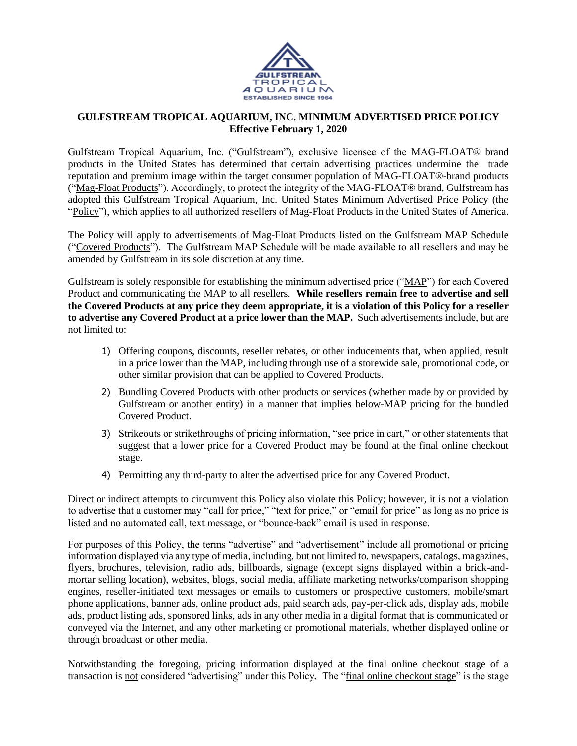# GULFSTREAM TROPICAL AQUARIUM, INC. MINIMUM ADVERTISED PRICE POLICY
**Effective February 1, 2020**

Gulfstream Tropical Aquarium, Inc. ("Gulfstream"), exclusive licensee of the MAG-FLOAT® brand products in the United States has determined that certain advertising practices undermine the trade reputation and premium image within the target consumer population of MAG-FLOAT®-brand products ("Mag-Float Products"). Accordingly, to protect the integrity of the MAG-FLOAT® brand, Gulfstream has adopted this Gulfstream Tropical Aquarium, Inc. United States Minimum Advertised Price Policy (the "Policy"), which applies to all authorized resellers of Mag-Float Products in the United States of America.

The Policy will apply to advertisements of Mag-Float Products listed on the Gulfstream MAP Schedule ("Covered Products"). The Gulfstream MAP Schedule will be made available to all resellers and may be amended by Gulfstream in its sole discretion at any time.

Gulfstream is solely responsible for establishing the minimum advertised price ("MAP") for each Covered Product and communicating the MAP to all resellers. **While resellers remain free to advertise and sell the Covered Products at any price they deem appropriate, it is a violation of this Policy for a reseller to advertise any Covered Product at a price lower than the MAP.** Such advertisements include, but are not limited to:

1) Offering coupons, discounts, reseller rebates, or other inducements that, when applied, result in a price lower than the MAP, including through use of a storewide sale, promotional code, or other similar provision that can be applied to Covered Products.
2) Bundling Covered Products with other products or services (whether made by or provided by Gulfstream or another entity) in a manner that implies below-MAP pricing for the bundled Covered Product.
3) Strikeouts or strikethroughs of pricing information, "see price in cart," or other statements that suggest that a lower price for a Covered Product may be found at the final online checkout stage.
4) Permitting any third-party to alter the advertised price for any Covered Product.

Direct or indirect attempts to circumvent this Policy also violate this Policy; however, it is not a violation to advertise that a customer may "call for price," "text for price," or "email for price" as long as no price is listed and no automated call, text message, or "bounce-back" email is used in response.

For purposes of this Policy, the terms "advertise" and "advertisement" include all promotional or pricing information displayed via any type of media, including, but not limited to, newspapers, catalogs, magazines, flyers, brochures, television, radio ads, billboards, signage (except signs displayed within a brick-and-mortar selling location), websites, blogs, social media, affiliate marketing networks/comparison shopping engines, reseller-initiated text messages or emails to customers or prospective customers, mobile/smart phone applications, banner ads, online product ads, paid search ads, pay-per-click ads, display ads, mobile ads, product listing ads, sponsored links, ads in any other media in a digital format that is communicated or conveyed via the Internet, and any other marketing or promotional materials, whether displayed online or through broadcast or other media.

Notwithstanding the foregoing, pricing information displayed at the final online checkout stage of a transaction is not considered "advertising" under this Policy**.** The "final online checkout stage" is the stage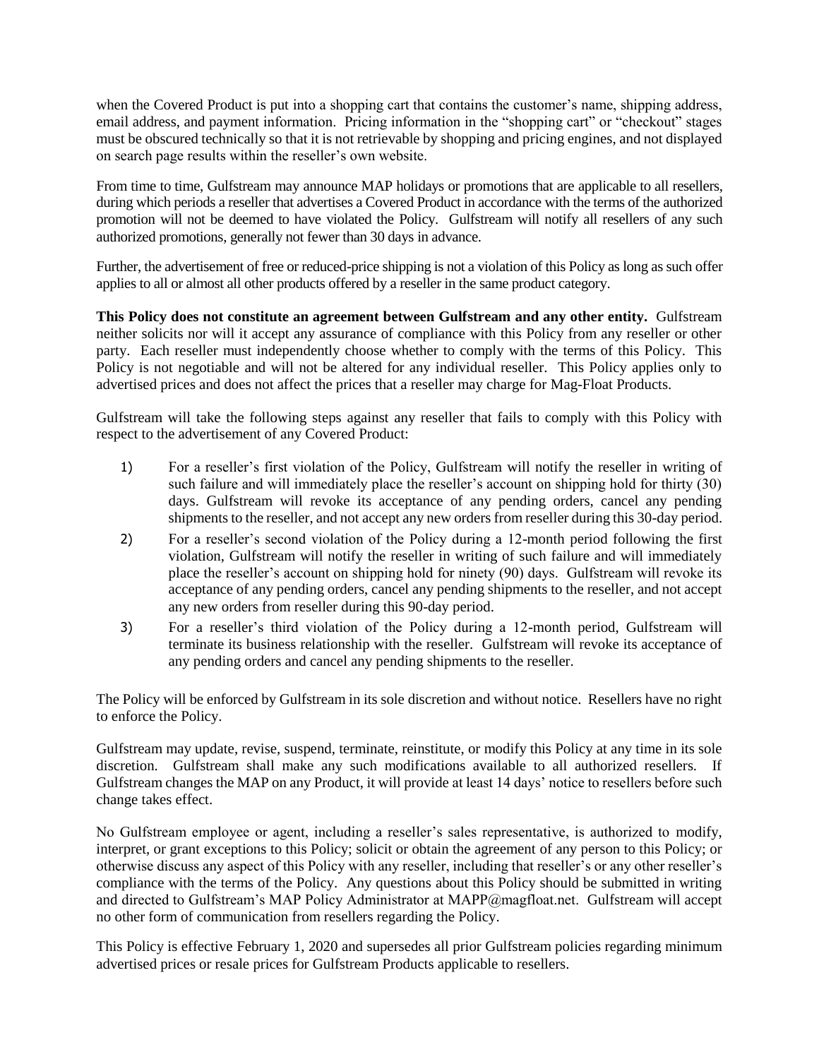when the Covered Product is put into a shopping cart that contains the customer's name, shipping address, email address, and payment information. Pricing information in the "shopping cart" or "checkout" stages must be obscured technically so that it is not retrievable by shopping and pricing engines, and not displayed on search page results within the reseller's own website.

From time to time, Gulfstream may announce MAP holidays or promotions that are applicable to all resellers, during which periods a reseller that advertises a Covered Product in accordance with the terms of the authorized promotion will not be deemed to have violated the Policy. Gulfstream will notify all resellers of any such authorized promotions, generally not fewer than 30 days in advance.

Further, the advertisement of free or reduced-price shipping is not a violation of this Policy as long as such offer applies to all or almost all other products offered by a reseller in the same product category.

**This Policy does not constitute an agreement between Gulfstream and any other entity.** Gulfstream neither solicits nor will it accept any assurance of compliance with this Policy from any reseller or other party. Each reseller must independently choose whether to comply with the terms of this Policy. This Policy is not negotiable and will not be altered for any individual reseller. This Policy applies only to advertised prices and does not affect the prices that a reseller may charge for Mag-Float Products.

Gulfstream will take the following steps against any reseller that fails to comply with this Policy with respect to the advertisement of any Covered Product:

1) For a reseller's first violation of the Policy, Gulfstream will notify the reseller in writing of such failure and will immediately place the reseller's account on shipping hold for thirty (30) days. Gulfstream will revoke its acceptance of any pending orders, cancel any pending shipments to the reseller, and not accept any new orders from reseller during this 30-day period.
2) For a reseller's second violation of the Policy during a 12-month period following the first violation, Gulfstream will notify the reseller in writing of such failure and will immediately place the reseller's account on shipping hold for ninety (90) days. Gulfstream will revoke its acceptance of any pending orders, cancel any pending shipments to the reseller, and not accept any new orders from reseller during this 90-day period.
3) For a reseller's third violation of the Policy during a 12-month period, Gulfstream will terminate its business relationship with the reseller. Gulfstream will revoke its acceptance of any pending orders and cancel any pending shipments to the reseller.

The Policy will be enforced by Gulfstream in its sole discretion and without notice. Resellers have no right to enforce the Policy.

Gulfstream may update, revise, suspend, terminate, reinstitute, or modify this Policy at any time in its sole discretion. Gulfstream shall make any such modifications available to all authorized resellers. If Gulfstream changes the MAP on any Product, it will provide at least 14 days' notice to resellers before such change takes effect.

No Gulfstream employee or agent, including a reseller's sales representative, is authorized to modify, interpret, or grant exceptions to this Policy; solicit or obtain the agreement of any person to this Policy; or otherwise discuss any aspect of this Policy with any reseller, including that reseller's or any other reseller's compliance with the terms of the Policy. Any questions about this Policy should be submitted in writing and directed to Gulfstream's MAP Policy Administrator at MAPP@magfloat.net. Gulfstream will accept no other form of communication from resellers regarding the Policy.

This Policy is effective February 1, 2020 and supersedes all prior Gulfstream policies regarding minimum advertised prices or resale prices for Gulfstream Products applicable to resellers.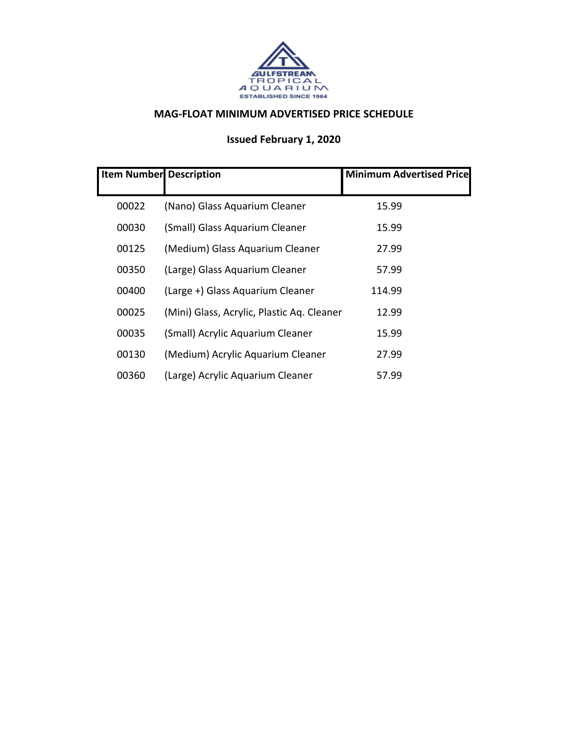GULFSTREAM TROPICAL AQUARIUM
ESTABLISHED SINCE 1964

## MAG-FLOAT MINIMUM ADVERTISED PRICE SCHEDULE

### Issued February 1, 2020

| Item Number | Description | Minimum Advertised Price |
|---|---|---|
| 00022 | (Nano) Glass Aquarium Cleaner | 15.99 |
| 00030 | (Small) Glass Aquarium Cleaner | 15.99 |
| 00125 | (Medium) Glass Aquarium Cleaner | 27.99 |
| 00350 | (Large) Glass Aquarium Cleaner | 57.99 |
| 00400 | (Large +) Glass Aquarium Cleaner | 114.99 |
| 00025 | (Mini) Glass, Acrylic, Plastic Aq. Cleaner | 12.99 |
| 00035 | (Small) Acrylic Aquarium Cleaner | 15.99 |
| 00130 | (Medium) Acrylic Aquarium Cleaner | 27.99 |
| 00360 | (Large) Acrylic Aquarium Cleaner | 57.99 |